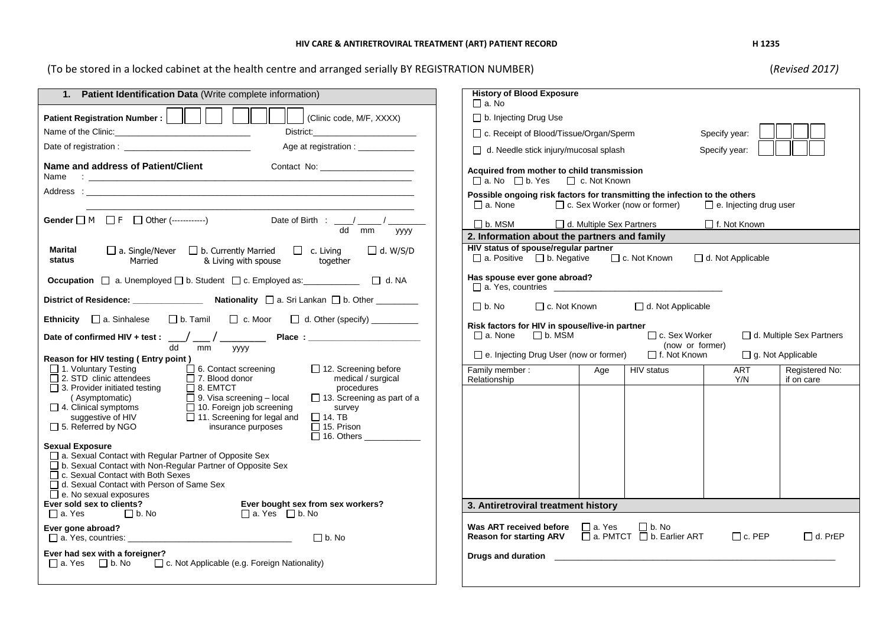**HIV CARE & ANTIRETROVIRAL TREATMENT (ART) PATIENT RECORD** **H 1235**

(To be stored in a locked cabinet at the health centre and arranged serially BY REGISTRATION NUMBER) (*Revised 2017*)

## 1. Patient Identification Data (Write complete information)

**Patient Registration Number :** ☐☐☐ ☐☐☐☐ (Clinic code, M/F, XXXX)

Name of the Clinic:____________________________ District:______________________

Date of registration : ___________________________ Age at registration : ____________

**Name and address of Patient/Client** Contact No: ____________________

Name : ______________________________________________________________________

Address : ____________________________________________________________________

______________________________________________________________________________

**Gender** ☐ M ☐ F ☐ Other (------------) Date of Birth : ____/ _____ / ________ (dd mm yyyy)

**Marital status** ☐ a. Single/Never Married ☐ b. Currently Married & Living with spouse ☐ c. Living together ☐ d. W/S/D

**Occupation** ☐ a. Unemployed ☐ b. Student ☐ c. Employed as:____________ ☐ d. NA

**District of Residence:** _______________ **Nationality** ☐ a. Sri Lankan ☐ b. Other _________

**Ethnicity** ☐ a. Sinhalese ☐ b. Tamil ☐ c. Moor ☐ d. Other (specify) __________

**Date of confirmed HIV + test :** ___/ ___ / ________ (dd mm yyyy) **Place :** _______________________

**Reason for HIV testing ( Entry point )**

- ☐ 1. Voluntary Testing
- ☐ 2. STD clinic attendees
- ☐ 3. Provider initiated testing (Asymptomatic)
- ☐ 4. Clinical symptoms suggestive of HIV
- ☐ 5. Referred by NGO
- ☐ 6. Contact screening
- ☐ 7. Blood donor
- ☐ 8. EMTCT
- ☐ 9. Visa screening – local
- ☐ 10. Foreign job screening
- ☐ 11. Screening for legal and insurance purposes
- ☐ 12. Screening before medical / surgical procedures
- ☐ 13. Screening as part of a survey
- ☐ 14. TB
- ☐ 15. Prison
- ☐ 16. Others ____________

**Sexual Exposure**

- ☐ a. Sexual Contact with Regular Partner of Opposite Sex
- ☐ b. Sexual Contact with Non-Regular Partner of Opposite Sex
- ☐ c. Sexual Contact with Both Sexes
- ☐ d. Sexual Contact with Person of Same Sex
- ☐ e. No sexual exposures

**Ever sold sex to clients?** ☐ a. Yes ☐ b. No

**Ever bought sex from sex workers?** ☐ a. Yes ☐ b. No

**Ever gone abroad?**
☐ a. Yes, countries: __________________________________ ☐ b. No

**Ever had sex with a foreigner?**
☐ a. Yes ☐ b. No ☐ c. Not Applicable (e.g. Foreign Nationality)

**History of Blood Exposure**

- ☐ a. No
- ☐ b. Injecting Drug Use
- ☐ c. Receipt of Blood/Tissue/Organ/Sperm Specify year: ☐☐☐☐
- ☐ d. Needle stick injury/mucosal splash Specify year: ☐☐☐☐

**Acquired from mother to child transmission**
☐ a. No ☐ b. Yes ☐ c. Not Known

**Possible ongoing risk factors for transmitting the infection to the others**
☐ a. None ☐ c. Sex Worker (now or former) ☐ e. Injecting drug user
☐ b. MSM ☐ d. Multiple Sex Partners ☐ f. Not Known

## 2. Information about the partners and family

**HIV status of spouse/regular partner**
☐ a. Positive ☐ b. Negative ☐ c. Not Known ☐ d. Not Applicable

**Has spouse ever gone abroad?**
☐ a. Yes, countries ___________________________________
☐ b. No ☐ c. Not Known ☐ d. Not Applicable

**Risk factors for HIV in spouse/live-in partner**
☐ a. None ☐ b. MSM ☐ c. Sex Worker (now or former) ☐ d. Multiple Sex Partners
☐ e. Injecting Drug User (now or former) ☐ f. Not Known ☐ g. Not Applicable

| Family member : Relationship | Age | HIV status | ART Y/N | Registered No: if on care |
|---|---|---|---|---|
| | | | | |

## 3. Antiretroviral treatment history

**Was ART received before** ☐ a. Yes ☐ b. No

**Reason for starting ARV** ☐ a. PMTCT ☐ b. Earlier ART ☐ c. PEP ☐ d. PrEP

**Drugs and duration** ____________________________________________________________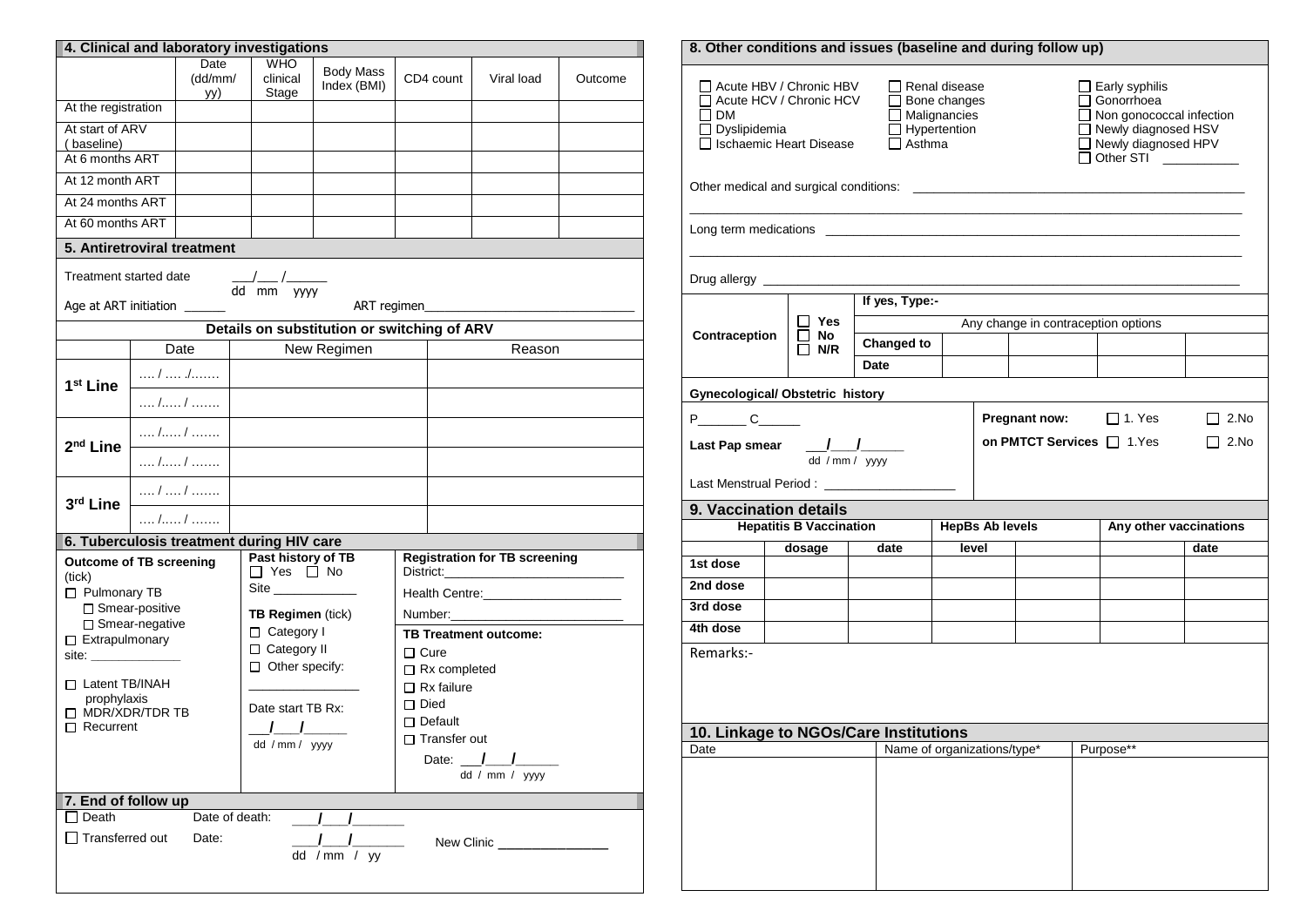## 4. Clinical and laboratory investigations

| | Date (dd/mm/yy) | WHO clinical Stage | Body Mass Index (BMI) | CD4 count | Viral load | Outcome |
|---|---|---|---|---|---|---|
| At the registration | | | | | | |
| At start of ARV (baseline) | | | | | | |
| At 6 months ART | | | | | | |
| At 12 month ART | | | | | | |
| At 24 months ART | | | | | | |
| At 60 months ART | | | | | | |

## 5. Antiretroviral treatment

Treatment started date ___/___ /______
dd mm yyyy

Age at ART initiation ______ ART regimen______________________________

**Details on substitution or switching of ARV**

| | Date | New Regimen | Reason |
|---|---|---|---|
| **1st Line** | …. / …. ./……. | | |
| | …. /….. / ……. | | |
| **2nd Line** | …. /….. / ……. | | |
| | …. /….. / ……. | | |
| **3rd Line** | …. / …. / ……. | | |
| | …. /….. / ……. | | |

## 6. Tuberculosis treatment during HIV care

**Outcome of TB screening** (tick)
- ☐ Pulmonary TB
  - ☐ Smear-positive
  - ☐ Smear-negative
- ☐ Extrapulmonary site: ____________
- ☐ Latent TB/INAH prophylaxis
- ☐ MDR/XDR/TDR TB
- ☐ Recurrent

**Past history of TB** ☐ Yes ☐ No

Site ____________

**TB Regimen** (tick)
- ☐ Category I
- ☐ Category II
- ☐ Other specify: ________________

Date start TB Rx: ___/___/______
dd / mm / yyyy

**Registration for TB screening**

District:__________________________

Health Centre:____________________

Number:__________________________

**TB Treatment outcome:**
- ☐ Cure
- ☐ Rx completed
- ☐ Rx failure
- ☐ Died
- ☐ Default
- ☐ Transfer out

Date: ___/___/______
dd / mm / yyyy

## 7. End of follow up

☐ Death Date of death: ___/___/_______

☐ Transferred out Date: ___/___/_______ New Clinic _______________
dd / mm / yy

## 8. Other conditions and issues (baseline and during follow up)

- ☐ Acute HBV / Chronic HBV
- ☐ Acute HCV / Chronic HCV
- ☐ DM
- ☐ Dyslipidemia
- ☐ Ischaemic Heart Disease
- ☐ Renal disease
- ☐ Bone changes
- ☐ Malignancies
- ☐ Hypertention
- ☐ Asthma
- ☐ Early syphilis
- ☐ Gonorrhoea
- ☐ Non gonococcal infection
- ☐ Newly diagnosed HSV
- ☐ Newly diagnosed HPV
- ☐ Other STI __________

Other medical and surgical conditions: ______________________________________________

Long term medications ______________________________________________________

Drug allergy ______________________________________________________________

| **Contraception** | ☐ Yes ☐ No ☐ N/R | If yes, Type:- | | | | |
|---|---|---|---|---|---|---|
| | | Any change in contraception options | | | | |
| | | **Changed to** | | | | |
| | | **Date** | | | | |

**Gynecological/ Obstetric history**

P_______ C______

**Last Pap smear** ___/___/______
dd / mm / yyyy

Last Menstrual Period : ___________________

**Pregnant now:** ☐ 1. Yes ☐ 2.No

**on PMTCT Services** ☐ 1.Yes ☐ 2.No

## 9. Vaccination details

| | Hepatitis B Vaccination | | HepBs Ab levels | | Any other vaccinations | |
|---|---|---|---|---|---|---|
| | dosage | date | level | | | date |
| **1st dose** | | | | | | |
| **2nd dose** | | | | | | |
| **3rd dose** | | | | | | |
| **4th dose** | | | | | | |

Remarks:-

## 10. Linkage to NGOs/Care Institutions

| Date | Name of organizations/type* | Purpose** |
|---|---|---|
| | | |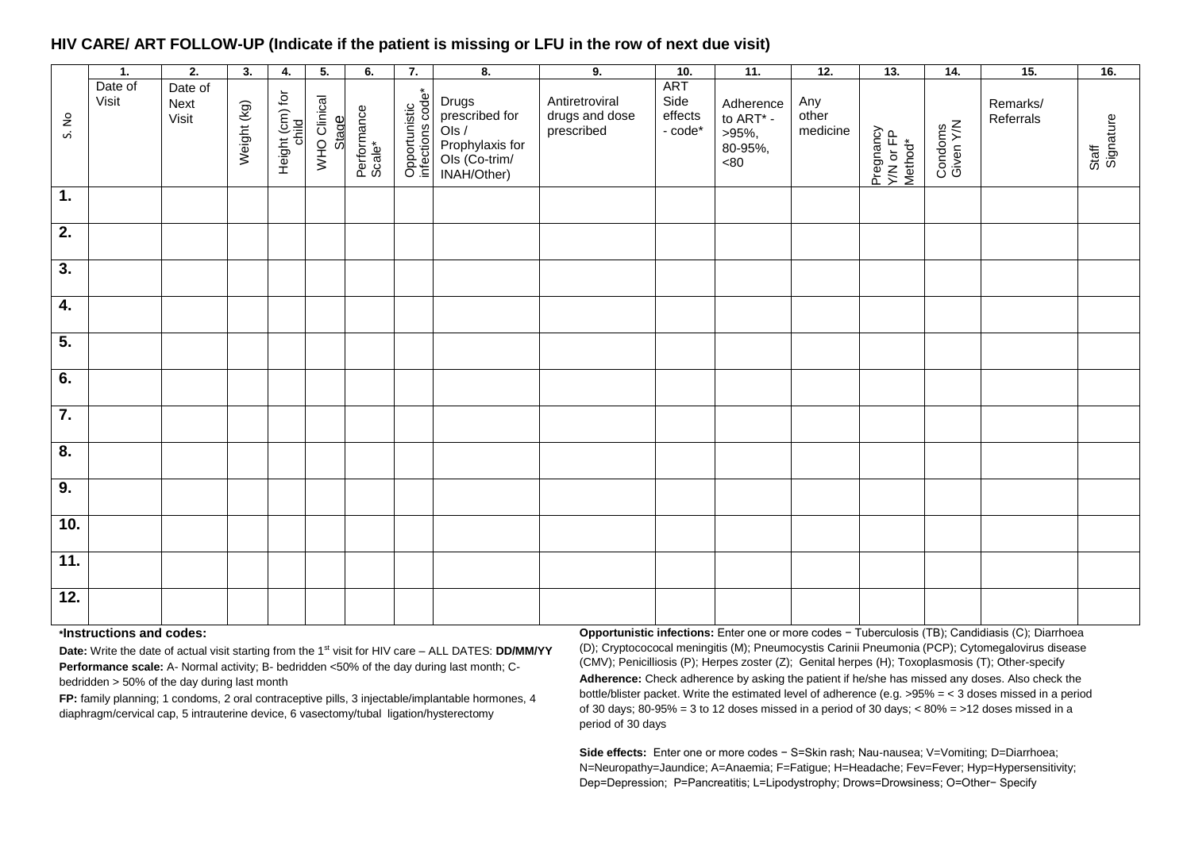## HIV CARE/ ART FOLLOW-UP (Indicate if the patient is missing or LFU in the row of next due visit)

| | 1. | 2. | 3. | 4. | 5. | 6. | 7. | 8. | 9. | 10. | 11. | 12. | 13. | 14. | 15. | 16. |
|---|---|---|---|---|---|---|---|---|---|---|---|---|---|---|---|---|
| S. No | Date of Visit | Date of Next Visit | Weight (kg) | Height (cm) for child | WHO Clinical Stage | Performance Scale* | Opportunistic infections code* | Drugs prescribed for OIs / Prophylaxis for OIs (Co-trim/ INAH/Other) | Antiretroviral drugs and dose prescribed | ART Side effects - code* | Adherence to ART* - >95%, 80-95%, <80 | Any other medicine | Pregnancy Y/N or FP Method* | Condoms Given Y/N | Remarks/ Referrals | Staff Signature |
| 1. | | | | | | | | | | | | | | | | |
| 2. | | | | | | | | | | | | | | | | |
| 3. | | | | | | | | | | | | | | | | |
| 4. | | | | | | | | | | | | | | | | |
| 5. | | | | | | | | | | | | | | | | |
| 6. | | | | | | | | | | | | | | | | |
| 7. | | | | | | | | | | | | | | | | |
| 8. | | | | | | | | | | | | | | | | |
| 9. | | | | | | | | | | | | | | | | |
| 10. | | | | | | | | | | | | | | | | |
| 11. | | | | | | | | | | | | | | | | |
| 12. | | | | | | | | | | | | | | | | |

**\*Instructions and codes:**

**Date:** Write the date of actual visit starting from the 1st visit for HIV care – ALL DATES: **DD/MM/YY**

**Performance scale:** A- Normal activity; B- bedridden <50% of the day during last month; C- bedridden > 50% of the day during last month

**FP:** family planning; 1 condoms, 2 oral contraceptive pills, 3 injectable/implantable hormones, 4 diaphragm/cervical cap, 5 intrauterine device, 6 vasectomy/tubal ligation/hysterectomy

**Opportunistic infections:** Enter one or more codes − Tuberculosis (TB); Candidiasis (C); Diarrhoea (D); Cryptocococal meningitis (M); Pneumocystis Carinii Pneumonia (PCP); Cytomegalovirus disease (CMV); Penicilliosis (P); Herpes zoster (Z); Genital herpes (H); Toxoplasmosis (T); Other-specify

**Adherence:** Check adherence by asking the patient if he/she has missed any doses. Also check the bottle/blister packet. Write the estimated level of adherence (e.g. >95% = < 3 doses missed in a period of 30 days; 80-95% = 3 to 12 doses missed in a period of 30 days; < 80% = >12 doses missed in a period of 30 days

**Side effects:** Enter one or more codes − S=Skin rash; Nau-nausea; V=Vomiting; D=Diarrhoea; N=Neuropathy=Jaundice; A=Anaemia; F=Fatigue; H=Headache; Fev=Fever; Hyp=Hypersensitivity; Dep=Depression; P=Pancreatitis; L=Lipodystrophy; Drows=Drowsiness; O=Other− Specify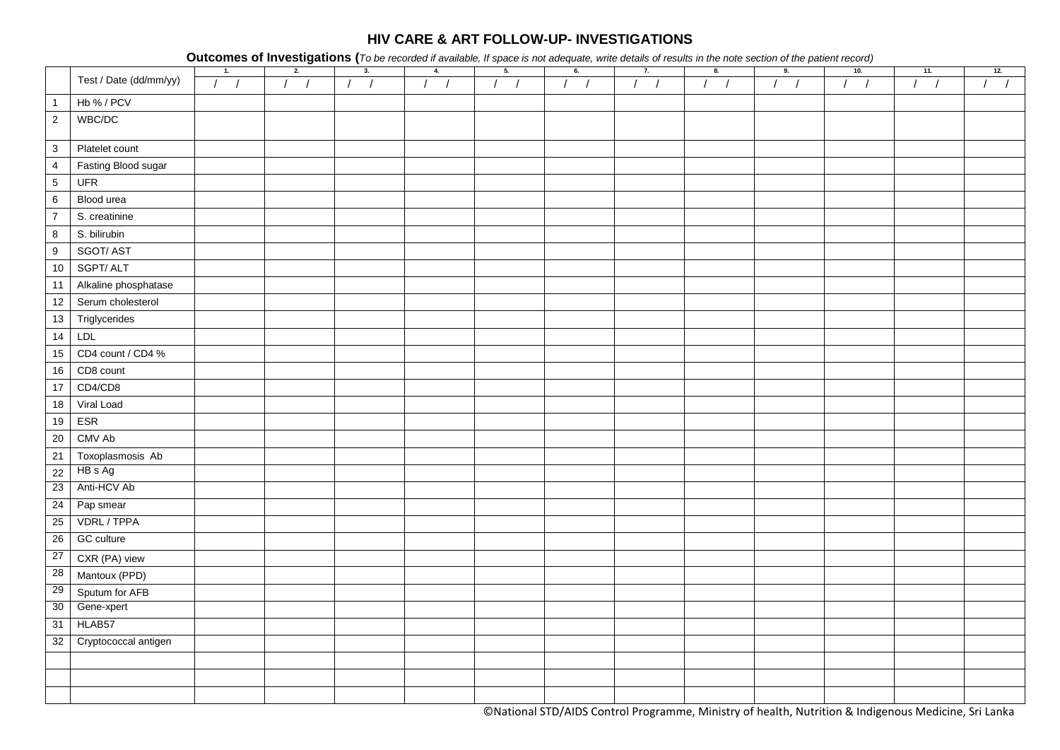# HIV CARE & ART FOLLOW-UP- INVESTIGATIONS

**Outcomes of Investigations (***To be recorded if available, If space is not adequate, write details of results in the note section of the patient record)***

| | Test / Date (dd/mm/yy) | 1. / / | 2. / / | 3. / / | 4. / / | 5. / / | 6. / / | 7. / / | 8. / / | 9. / / | 10. / / | 11. / / | 12. / / |
|---|---|---|---|---|---|---|---|---|---|---|---|---|---|
| 1 | Hb % / PCV | | | | | | | | | | | | |
| 2 | WBC/DC | | | | | | | | | | | | |
| 3 | Platelet count | | | | | | | | | | | | |
| 4 | Fasting Blood sugar | | | | | | | | | | | | |
| 5 | UFR | | | | | | | | | | | | |
| 6 | Blood urea | | | | | | | | | | | | |
| 7 | S. creatinine | | | | | | | | | | | | |
| 8 | S. bilirubin | | | | | | | | | | | | |
| 9 | SGOT/ AST | | | | | | | | | | | | |
| 10 | SGPT/ ALT | | | | | | | | | | | | |
| 11 | Alkaline phosphatase | | | | | | | | | | | | |
| 12 | Serum cholesterol | | | | | | | | | | | | |
| 13 | Triglycerides | | | | | | | | | | | | |
| 14 | LDL | | | | | | | | | | | | |
| 15 | CD4 count / CD4 % | | | | | | | | | | | | |
| 16 | CD8 count | | | | | | | | | | | | |
| 17 | CD4/CD8 | | | | | | | | | | | | |
| 18 | Viral Load | | | | | | | | | | | | |
| 19 | ESR | | | | | | | | | | | | |
| 20 | CMV Ab | | | | | | | | | | | | |
| 21 | Toxoplasmosis Ab | | | | | | | | | | | | |
| 22 | HB s Ag | | | | | | | | | | | | |
| 23 | Anti-HCV Ab | | | | | | | | | | | | |
| 24 | Pap smear | | | | | | | | | | | | |
| 25 | VDRL / TPPA | | | | | | | | | | | | |
| 26 | GC culture | | | | | | | | | | | | |
| 27 | CXR (PA) view | | | | | | | | | | | | |
| 28 | Mantoux (PPD) | | | | | | | | | | | | |
| 29 | Sputum for AFB | | | | | | | | | | | | |
| 30 | Gene-xpert | | | | | | | | | | | | |
| 31 | HLAB57 | | | | | | | | | | | | |
| 32 | Cryptococcal antigen | | | | | | | | | | | | |
| | | | | | | | | | | | | | |
| | | | | | | | | | | | | | |
| | | | | | | | | | | | | | |

©National STD/AIDS Control Programme, Ministry of health, Nutrition & Indigenous Medicine, Sri Lanka